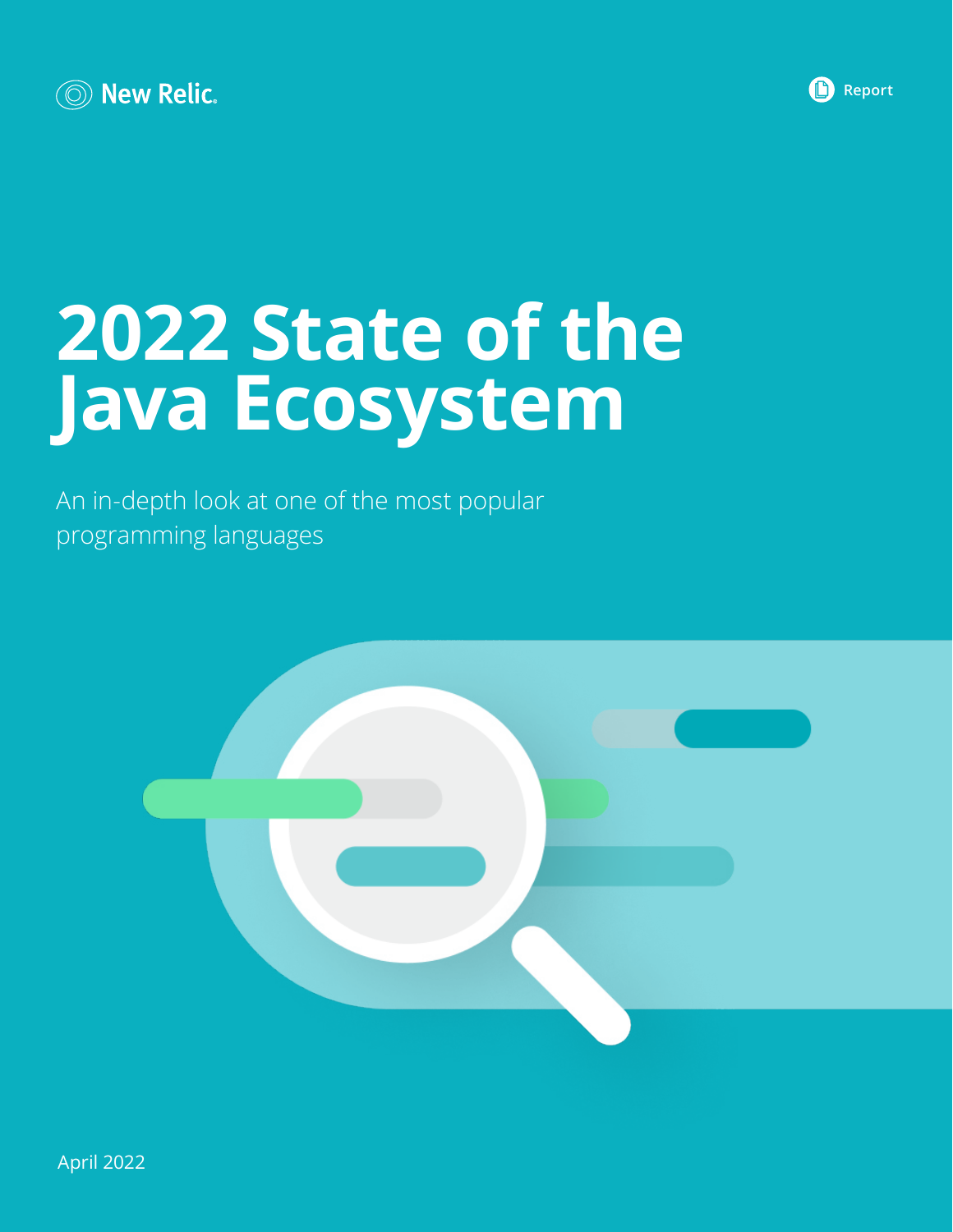New Relic.

Report

# 2022 State of the Java Ecosystem

An in-depth look at one of the most popular programming languages

April 2022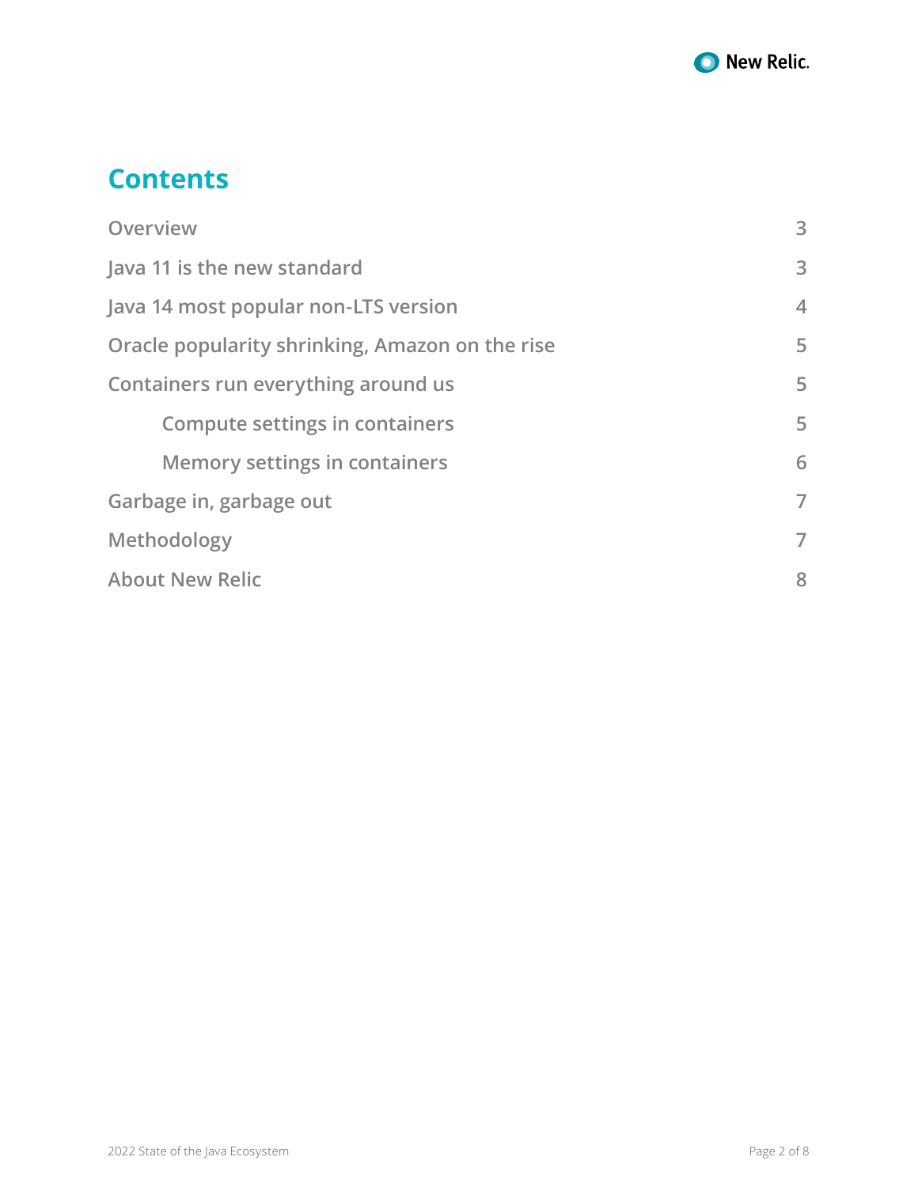## Contents

| | |
|---|---|
| Overview | 3 |
| Java 11 is the new standard | 3 |
| Java 14 most popular non-LTS version | 4 |
| Oracle popularity shrinking, Amazon on the rise | 5 |
| Containers run everything around us | 5 |
| Compute settings in containers | 5 |
| Memory settings in containers | 6 |
| Garbage in, garbage out | 7 |
| Methodology | 7 |
| About New Relic | 8 |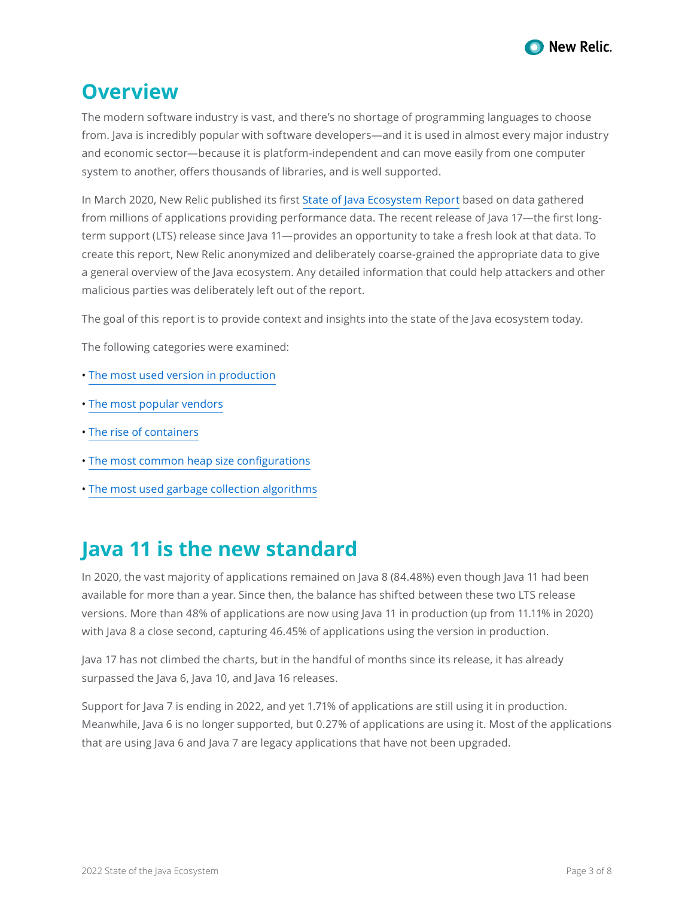## Overview

The modern software industry is vast, and there's no shortage of programming languages to choose from. Java is incredibly popular with software developers—and it is used in almost every major industry and economic sector—because it is platform-independent and can move easily from one computer system to another, offers thousands of libraries, and is well supported.

In March 2020, New Relic published its first State of Java Ecosystem Report based on data gathered from millions of applications providing performance data. The recent release of Java 17—the first long-term support (LTS) release since Java 11—provides an opportunity to take a fresh look at that data. To create this report, New Relic anonymized and deliberately coarse-grained the appropriate data to give a general overview of the Java ecosystem. Any detailed information that could help attackers and other malicious parties was deliberately left out of the report.

The goal of this report is to provide context and insights into the state of the Java ecosystem today.

The following categories were examined:

- The most used version in production
- The most popular vendors
- The rise of containers
- The most common heap size configurations
- The most used garbage collection algorithms

## Java 11 is the new standard

In 2020, the vast majority of applications remained on Java 8 (84.48%) even though Java 11 had been available for more than a year. Since then, the balance has shifted between these two LTS release versions. More than 48% of applications are now using Java 11 in production (up from 11.11% in 2020) with Java 8 a close second, capturing 46.45% of applications using the version in production.

Java 17 has not climbed the charts, but in the handful of months since its release, it has already surpassed the Java 6, Java 10, and Java 16 releases.

Support for Java 7 is ending in 2022, and yet 1.71% of applications are still using it in production. Meanwhile, Java 6 is no longer supported, but 0.27% of applications are using it. Most of the applications that are using Java 6 and Java 7 are legacy applications that have not been upgraded.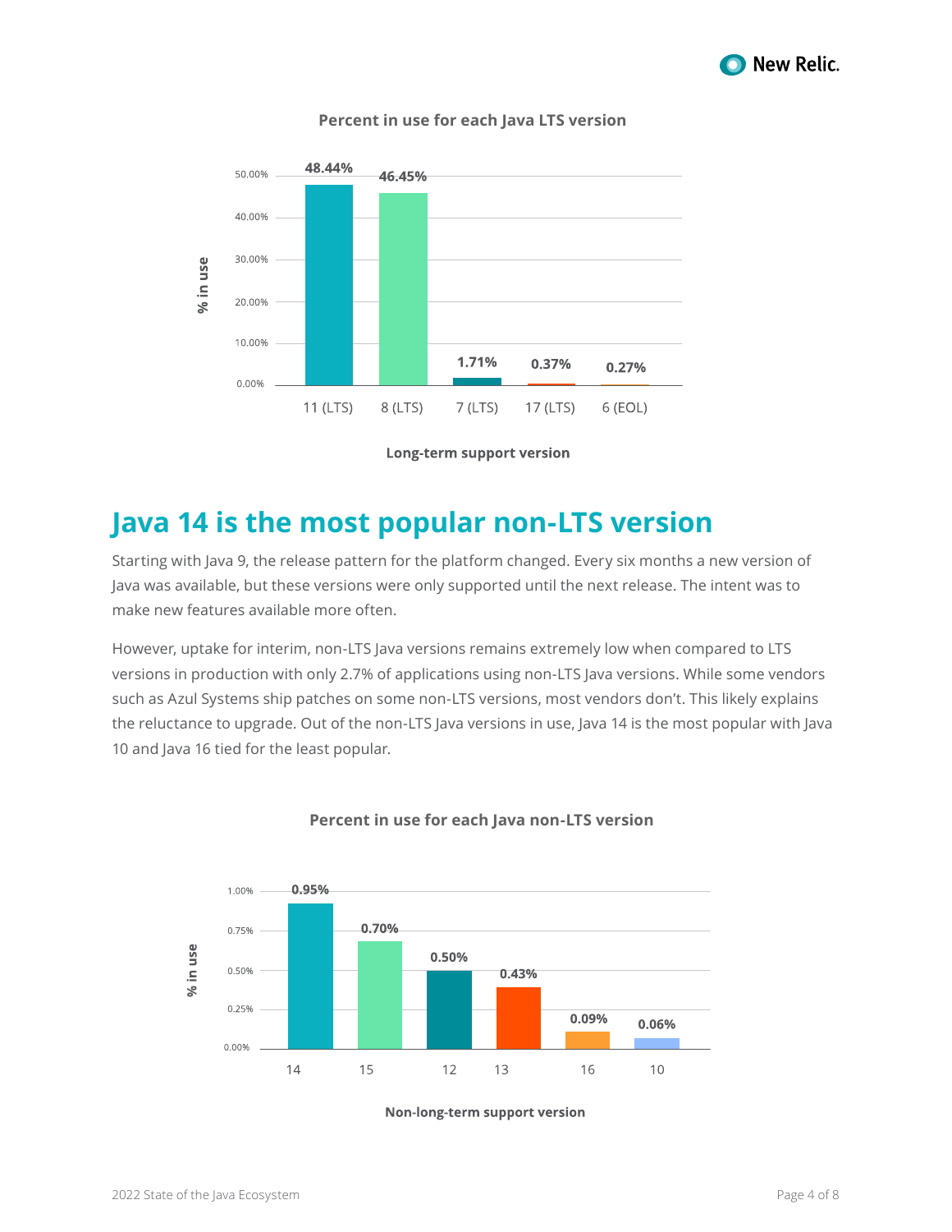**Percent in use for each Java LTS version**

| Long-term support version | % in use |
|---|---|
| 11 (LTS) | 48.44% |
| 8 (LTS) | 46.45% |
| 7 (LTS) | 1.71% |
| 17 (LTS) | 0.37% |
| 6 (EOL) | 0.27% |

## Java 14 is the most popular non-LTS version

Starting with Java 9, the release pattern for the platform changed. Every six months a new version of Java was available, but these versions were only supported until the next release. The intent was to make new features available more often.

However, uptake for interim, non-LTS Java versions remains extremely low when compared to LTS versions in production with only 2.7% of applications using non-LTS Java versions. While some vendors such as Azul Systems ship patches on some non-LTS versions, most vendors don't. This likely explains the reluctance to upgrade. Out of the non-LTS Java versions in use, Java 14 is the most popular with Java 10 and Java 16 tied for the least popular.

**Percent in use for each Java non-LTS version**

| Non-long-term support version | % in use |
|---|---|
| 14 | 0.95% |
| 15 | 0.70% |
| 12 | 0.50% |
| 13 | 0.43% |
| 16 | 0.09% |
| 10 | 0.06% |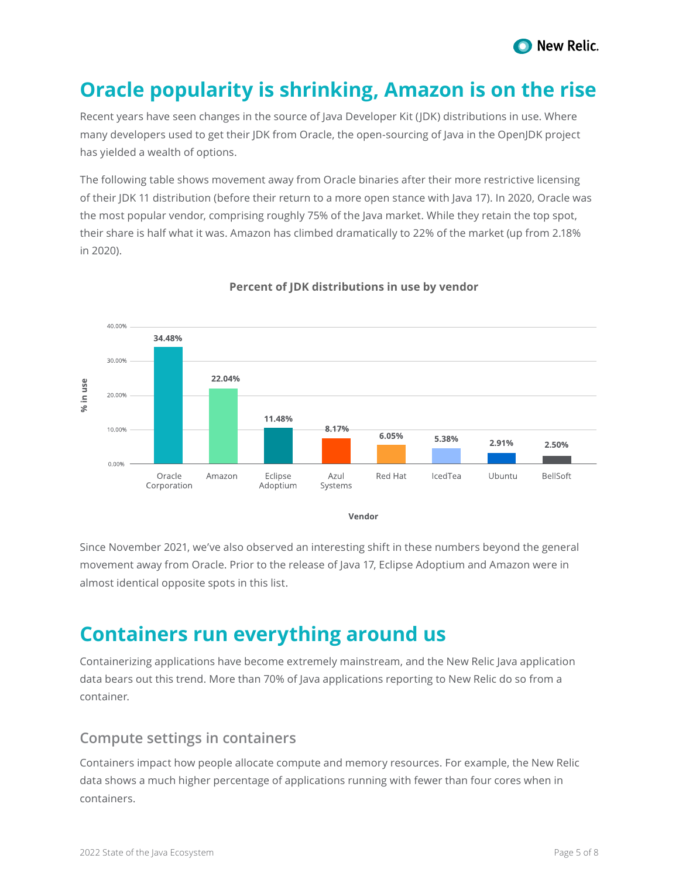## Oracle popularity is shrinking, Amazon is on the rise

Recent years have seen changes in the source of Java Developer Kit (JDK) distributions in use. Where many developers used to get their JDK from Oracle, the open-sourcing of Java in the OpenJDK project has yielded a wealth of options.

The following table shows movement away from Oracle binaries after their more restrictive licensing of their JDK 11 distribution (before their return to a more open stance with Java 17). In 2020, Oracle was the most popular vendor, comprising roughly 75% of the Java market. While they retain the top spot, their share is half what it was. Amazon has climbed dramatically to 22% of the market (up from 2.18% in 2020).

**Percent of JDK distributions in use by vendor**

| Vendor | % in use |
|---|---|
| Oracle Corporation | 34.48% |
| Amazon | 22.04% |
| Eclipse Adoptium | 11.48% |
| Azul Systems | 8.17% |
| Red Hat | 6.05% |
| IcedTea | 5.38% |
| Ubuntu | 2.91% |
| BellSoft | 2.50% |

Since November 2021, we've also observed an interesting shift in these numbers beyond the general movement away from Oracle. Prior to the release of Java 17, Eclipse Adoptium and Amazon were in almost identical opposite spots in this list.

## Containers run everything around us

Containerizing applications have become extremely mainstream, and the New Relic Java application data bears out this trend. More than 70% of Java applications reporting to New Relic do so from a container.

### Compute settings in containers

Containers impact how people allocate compute and memory resources. For example, the New Relic data shows a much higher percentage of applications running with fewer than four cores when in containers.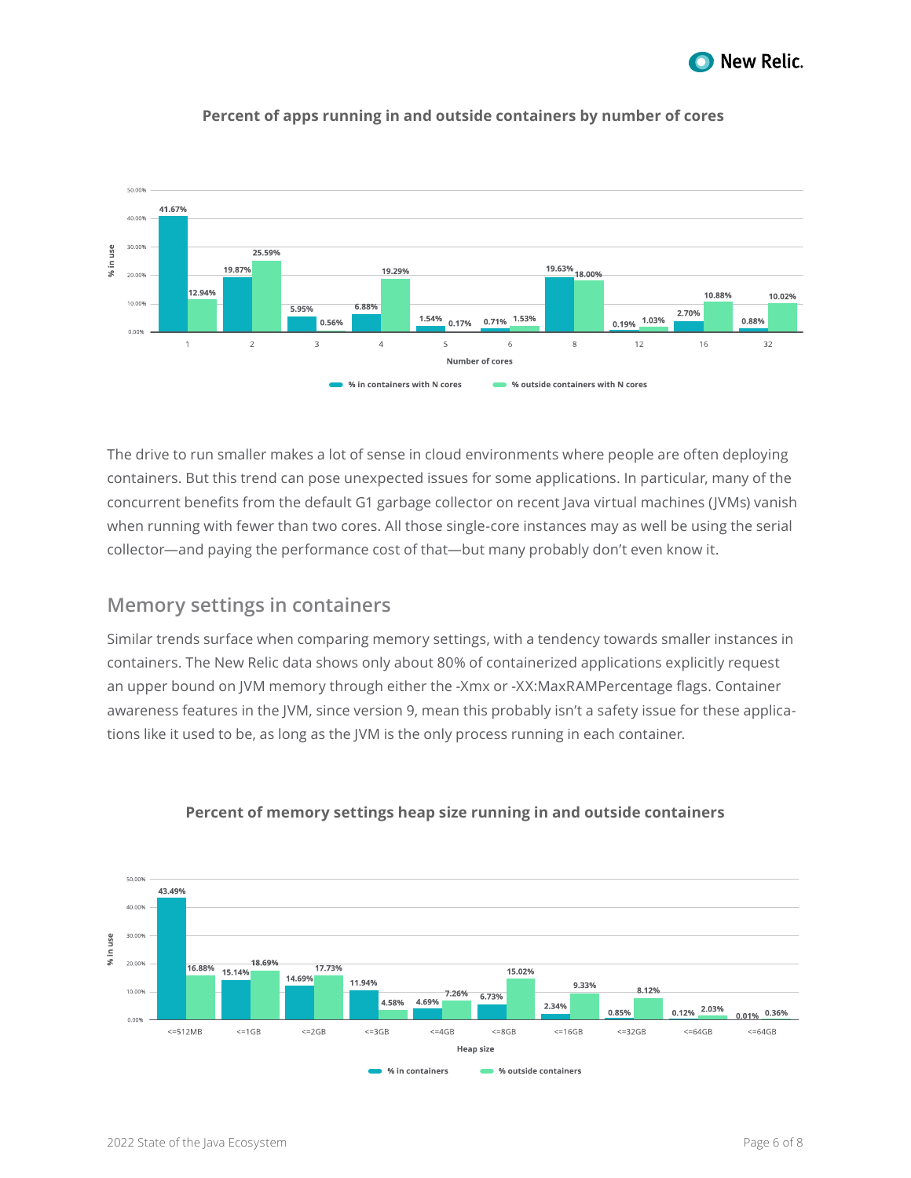**Percent of apps running in and outside containers by number of cores**

| Number of cores | % in containers with N cores | % outside containers with N cores |
| --- | --- | --- |
| 1 | 41.67% | 12.94% |
| 2 | 19.87% | 25.59% |
| 3 | 5.95% | 0.56% |
| 4 | 6.88% | 19.29% |
| 5 | 1.54% | 0.17% |
| 6 | 0.71% | 1.53% |
| 8 | 19.63% | 18.00% |
| 12 | 0.19% | 1.03% |
| 16 | 2.70% | 10.88% |
| 32 | 0.88% | 10.02% |

The drive to run smaller makes a lot of sense in cloud environments where people are often deploying containers. But this trend can pose unexpected issues for some applications. In particular, many of the concurrent benefits from the default G1 garbage collector on recent Java virtual machines (JVMs) vanish when running with fewer than two cores. All those single-core instances may as well be using the serial collector—and paying the performance cost of that—but many probably don't even know it.

## Memory settings in containers

Similar trends surface when comparing memory settings, with a tendency towards smaller instances in containers. The New Relic data shows only about 80% of containerized applications explicitly request an upper bound on JVM memory through either the -Xmx or -XX:MaxRAMPercentage flags. Container awareness features in the JVM, since version 9, mean this probably isn't a safety issue for these applications like it used to be, as long as the JVM is the only process running in each container.

**Percent of memory settings heap size running in and outside containers**

| Heap size | % in containers | % outside containers |
| --- | --- | --- |
| <=512MB | 43.49% | 16.88% |
| <=1GB | 15.14% | 18.69% |
| <=2GB | 14.69% | 17.73% |
| <=3GB | 11.94% | 4.58% |
| <=4GB | 4.69% | 7.26% |
| <=8GB | 6.73% | 15.02% |
| <=16GB | 2.34% | 9.33% |
| <=32GB | 0.85% | 8.12% |
| <=64GB | 0.12% | 2.03% |
| <=64GB | 0.01% | 0.36% |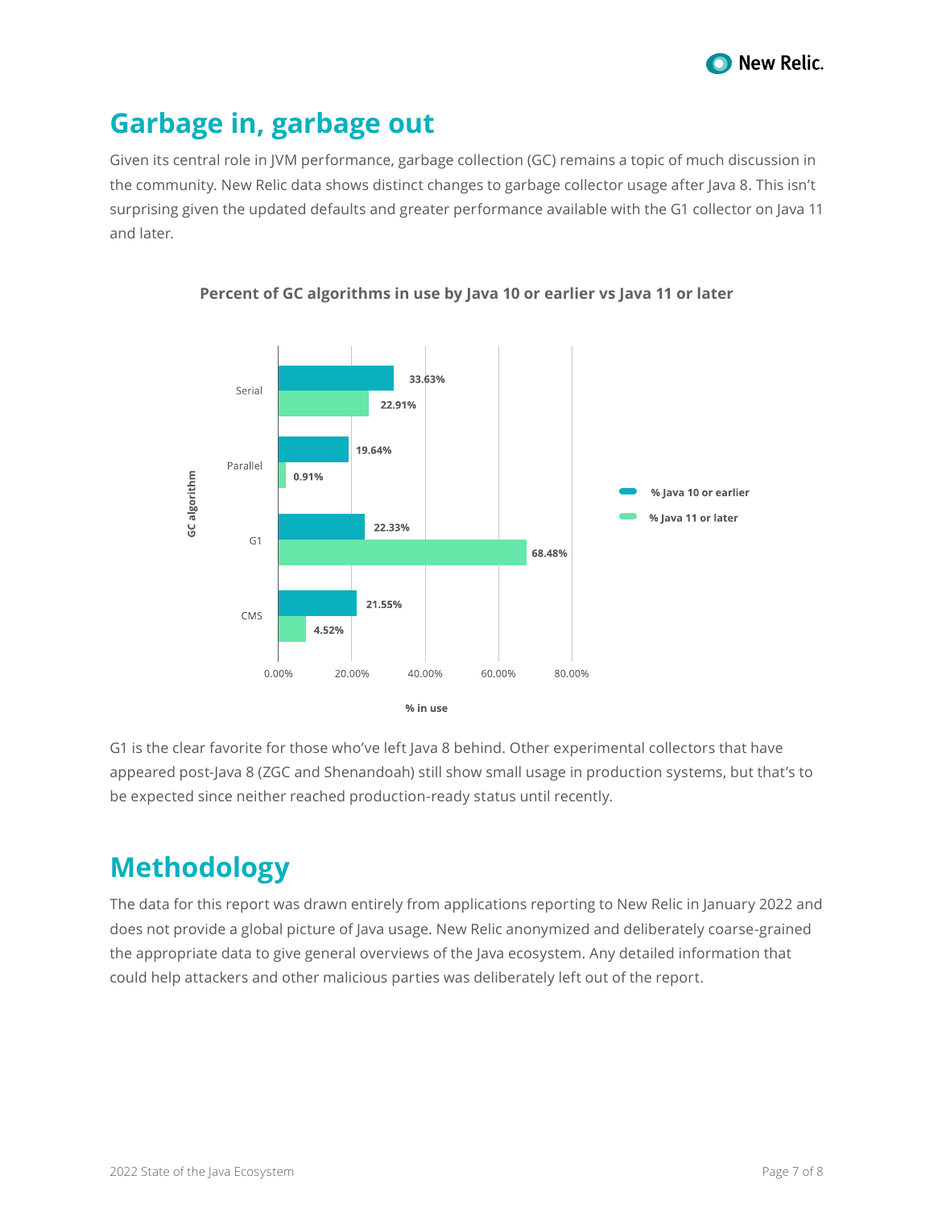## Garbage in, garbage out

Given its central role in JVM performance, garbage collection (GC) remains a topic of much discussion in the community. New Relic data shows distinct changes to garbage collector usage after Java 8. This isn't surprising given the updated defaults and greater performance available with the G1 collector on Java 11 and later.

**Percent of GC algorithms in use by Java 10 or earlier vs Java 11 or later**

| GC algorithm | % Java 10 or earlier | % Java 11 or later |
|---|---|---|
| Serial | 33.63% | 22.91% |
| Parallel | 19.64% | 0.91% |
| G1 | 22.33% | 68.48% |
| CMS | 21.55% | 4.52% |

G1 is the clear favorite for those who've left Java 8 behind. Other experimental collectors that have appeared post-Java 8 (ZGC and Shenandoah) still show small usage in production systems, but that's to be expected since neither reached production-ready status until recently.

## Methodology

The data for this report was drawn entirely from applications reporting to New Relic in January 2022 and does not provide a global picture of Java usage. New Relic anonymized and deliberately coarse-grained the appropriate data to give general overviews of the Java ecosystem. Any detailed information that could help attackers and other malicious parties was deliberately left out of the report.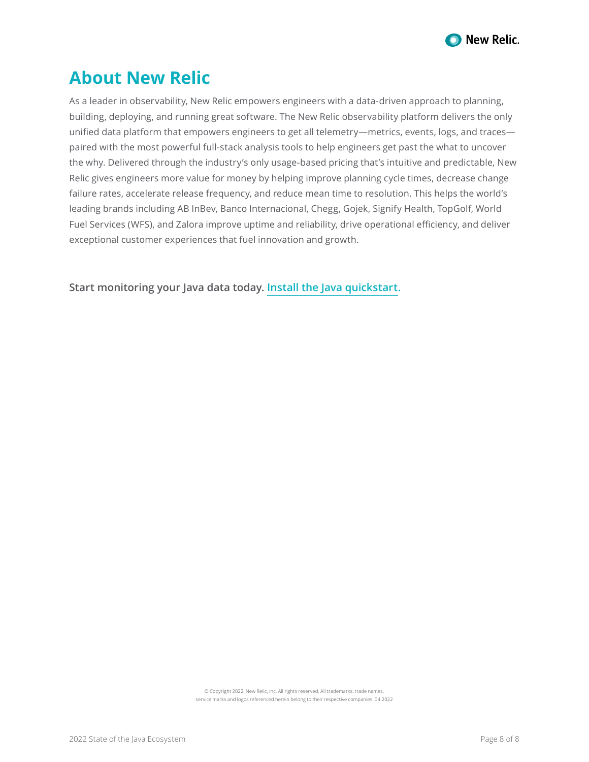# About New Relic

As a leader in observability, New Relic empowers engineers with a data-driven approach to planning, building, deploying, and running great software. The New Relic observability platform delivers the only unified data platform that empowers engineers to get all telemetry—metrics, events, logs, and traces—paired with the most powerful full-stack analysis tools to help engineers get past the what to uncover the why. Delivered through the industry's only usage-based pricing that's intuitive and predictable, New Relic gives engineers more value for money by helping improve planning cycle times, decrease change failure rates, accelerate release frequency, and reduce mean time to resolution. This helps the world's leading brands including AB InBev, Banco Internacional, Chegg, Gojek, Signify Health, TopGolf, World Fuel Services (WFS), and Zalora improve uptime and reliability, drive operational efficiency, and deliver exceptional customer experiences that fuel innovation and growth.

**Start monitoring your Java data today.** **Install the Java quickstart.**

© Copyright 2022, New Relic, Inc. All rights reserved. All trademarks, trade names, service marks and logos referenced herein belong to their respective companies. 04.2022